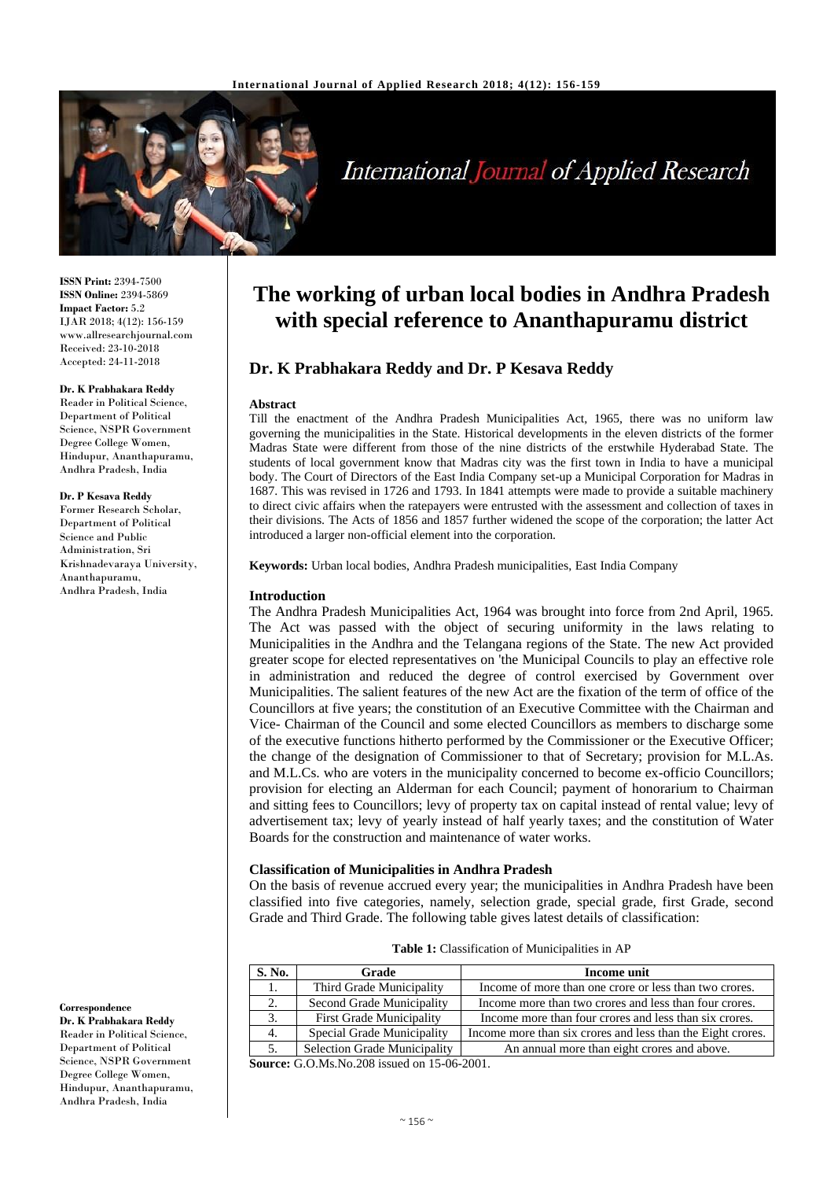# The working of urban local bodies in Andhra Pradesh with special reference to Ananthapuramu district

**Dr. K Prabhakara Reddy and Dr. P Kesava Reddy**

**ISSN Print:** 2394-7500
**ISSN Online:** 2394-5869
**Impact Factor:** 5.2
IJAR 2018; 4(12): 156-159
www.allresearchjournal.com
Received: 23-10-2018
Accepted: 24-11-2018

**Dr. K Prabhakara Reddy**
Reader in Political Science, Department of Political Science, NSPR Government Degree College Women, Hindupur, Ananthapuramu, Andhra Pradesh, India

**Dr. P Kesava Reddy**
Former Research Scholar, Department of Political Science and Public Administration, Sri Krishnadevaraya University, Ananthapuramu, Andhra Pradesh, India

**Correspondence**
**Dr. K Prabhakara Reddy**
Reader in Political Science, Department of Political Science, NSPR Government Degree College Women, Hindupur, Ananthapuramu, Andhra Pradesh, India

## Abstract

Till the enactment of the Andhra Pradesh Municipalities Act, 1965, there was no uniform law governing the municipalities in the State. Historical developments in the eleven districts of the former Madras State were different from those of the nine districts of the erstwhile Hyderabad State. The students of local government know that Madras city was the first town in India to have a municipal body. The Court of Directors of the East India Company set-up a Municipal Corporation for Madras in 1687. This was revised in 1726 and 1793. In 1841 attempts were made to provide a suitable machinery to direct civic affairs when the ratepayers were entrusted with the assessment and collection of taxes in their divisions. The Acts of 1856 and 1857 further widened the scope of the corporation; the latter Act introduced a larger non-official element into the corporation.

**Keywords:** Urban local bodies, Andhra Pradesh municipalities, East India Company

## Introduction

The Andhra Pradesh Municipalities Act, 1964 was brought into force from 2nd April, 1965. The Act was passed with the object of securing uniformity in the laws relating to Municipalities in the Andhra and the Telangana regions of the State. The new Act provided greater scope for elected representatives on 'the Municipal Councils to play an effective role in administration and reduced the degree of control exercised by Government over Municipalities. The salient features of the new Act are the fixation of the term of office of the Councillors at five years; the constitution of an Executive Committee with the Chairman and Vice- Chairman of the Council and some elected Councillors as members to discharge some of the executive functions hitherto performed by the Commissioner or the Executive Officer; the change of the designation of Commissioner to that of Secretary; provision for M.L.As. and M.L.Cs. who are voters in the municipality concerned to become ex-officio Councillors; provision for electing an Alderman for each Council; payment of honorarium to Chairman and sitting fees to Councillors; levy of property tax on capital instead of rental value; levy of advertisement tax; levy of yearly instead of half yearly taxes; and the constitution of Water Boards for the construction and maintenance of water works.

### Classification of Municipalities in Andhra Pradesh

On the basis of revenue accrued every year; the municipalities in Andhra Pradesh have been classified into five categories, namely, selection grade, special grade, first Grade, second Grade and Third Grade. The following table gives latest details of classification:

**Table 1:** Classification of Municipalities in AP

| S. No. | Grade | Income unit |
|---|---|---|
| 1. | Third Grade Municipality | Income of more than one crore or less than two crores. |
| 2. | Second Grade Municipality | Income more than two crores and less than four crores. |
| 3. | First Grade Municipality | Income more than four crores and less than six crores. |
| 4. | Special Grade Municipality | Income more than six crores and less than the Eight crores. |
| 5. | Selection Grade Municipality | An annual more than eight crores and above. |

**Source:** G.O.Ms.No.208 issued on 15-06-2001.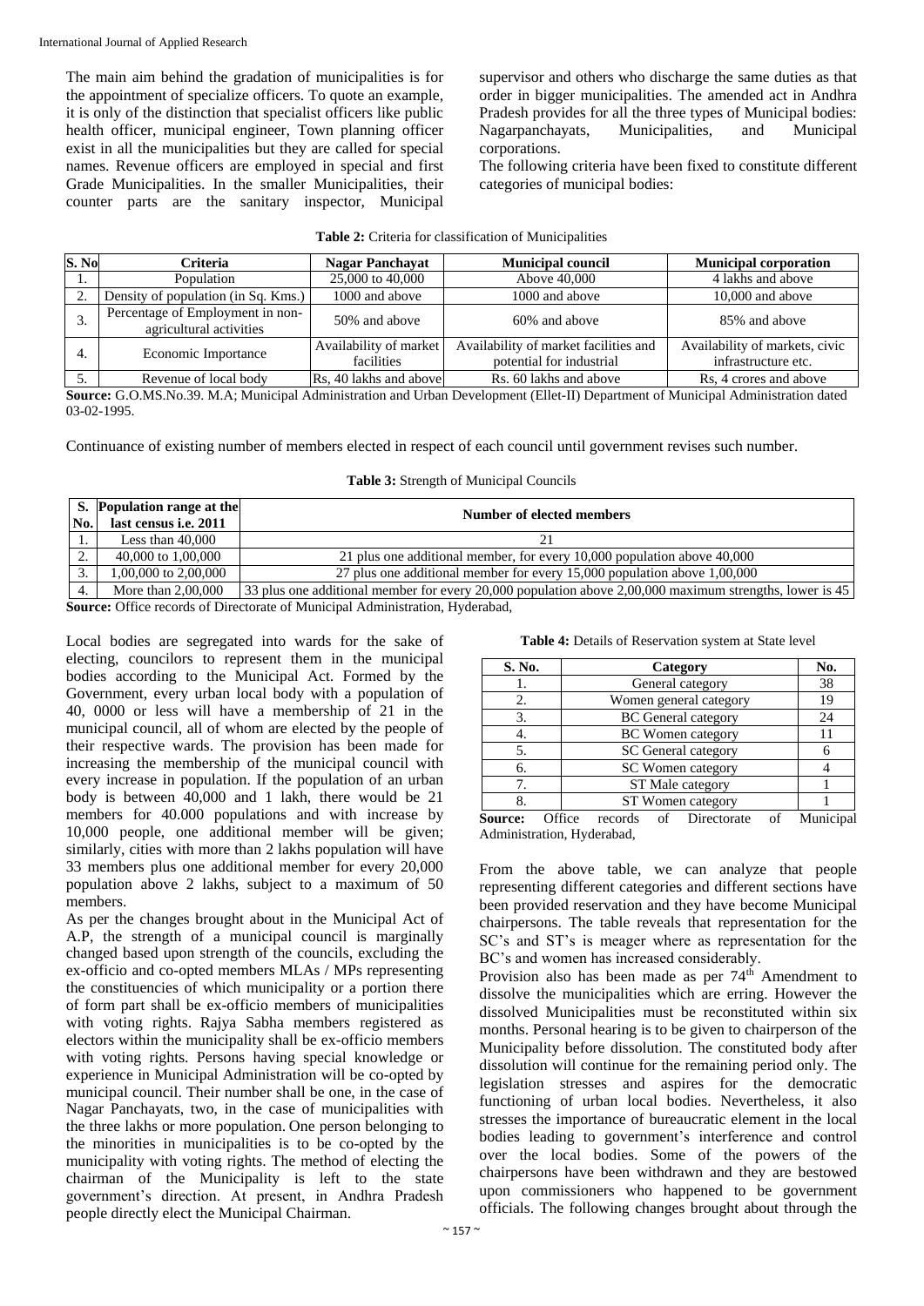The main aim behind the gradation of municipalities is for the appointment of specialize officers. To quote an example, it is only of the distinction that specialist officers like public health officer, municipal engineer, Town planning officer exist in all the municipalities but they are called for special names. Revenue officers are employed in special and first Grade Municipalities. In the smaller Municipalities, their counter parts are the sanitary inspector, Municipal supervisor and others who discharge the same duties as that order in bigger municipalities. The amended act in Andhra Pradesh provides for all the three types of Municipal bodies: Nagarpanchayats, Municipalities, and Municipal corporations.

The following criteria have been fixed to constitute different categories of municipal bodies:

**Table 2:** Criteria for classification of Municipalities

| S. No | Criteria | Nagar Panchayat | Municipal council | Municipal corporation |
|---|---|---|---|---|
| 1. | Population | 25,000 to 40,000 | Above 40,000 | 4 lakhs and above |
| 2. | Density of population (in Sq. Kms.) | 1000 and above | 1000 and above | 10,000 and above |
| 3. | Percentage of Employment in non-agricultural activities | 50% and above | 60% and above | 85% and above |
| 4. | Economic Importance | Availability of market facilities | Availability of market facilities and potential for industrial | Availability of markets, civic infrastructure etc. |
| 5. | Revenue of local body | Rs, 40 lakhs and above | Rs. 60 lakhs and above | Rs, 4 crores and above |

**Source:** G.O.MS.No.39. M.A; Municipal Administration and Urban Development (Ellet-II) Department of Municipal Administration dated 03-02-1995.

Continuance of existing number of members elected in respect of each council until government revises such number.

**Table 3:** Strength of Municipal Councils

| S. No. | Population range at the last census i.e. 2011 | Number of elected members |
|---|---|---|
| 1. | Less than 40,000 | 21 |
| 2. | 40,000 to 1,00,000 | 21 plus one additional member, for every 10,000 population above 40,000 |
| 3. | 1,00,000 to 2,00,000 | 27 plus one additional member for every 15,000 population above 1,00,000 |
| 4. | More than 2,00,000 | 33 plus one additional member for every 20,000 population above 2,00,000 maximum strengths, lower is 45 |

**Source:** Office records of Directorate of Municipal Administration, Hyderabad,

Local bodies are segregated into wards for the sake of electing, councilors to represent them in the municipal bodies according to the Municipal Act. Formed by the Government, every urban local body with a population of 40, 0000 or less will have a membership of 21 in the municipal council, all of whom are elected by the people of their respective wards. The provision has been made for increasing the membership of the municipal council with every increase in population. If the population of an urban body is between 40,000 and 1 lakh, there would be 21 members for 40.000 populations and with increase by 10,000 people, one additional member will be given; similarly, cities with more than 2 lakhs population will have 33 members plus one additional member for every 20,000 population above 2 lakhs, subject to a maximum of 50 members.

As per the changes brought about in the Municipal Act of A.P, the strength of a municipal council is marginally changed based upon strength of the councils, excluding the ex-officio and co-opted members MLAs / MPs representing the constituencies of which municipality or a portion there of form part shall be ex-officio members of municipalities with voting rights. Rajya Sabha members registered as electors within the municipality shall be ex-officio members with voting rights. Persons having special knowledge or experience in Municipal Administration will be co-opted by municipal council. Their number shall be one, in the case of Nagar Panchayats, two, in the case of municipalities with the three lakhs or more population. One person belonging to the minorities in municipalities is to be co-opted by the municipality with voting rights. The method of electing the chairman of the Municipality is left to the state government's direction. At present, in Andhra Pradesh people directly elect the Municipal Chairman.

**Table 4:** Details of Reservation system at State level

| S. No. | Category | No. |
|---|---|---|
| 1. | General category | 38 |
| 2. | Women general category | 19 |
| 3. | BC General category | 24 |
| 4. | BC Women category | 11 |
| 5. | SC General category | 6 |
| 6. | SC Women category | 4 |
| 7. | ST Male category | 1 |
| 8. | ST Women category | 1 |

**Source:** Office records of Directorate of Municipal Administration, Hyderabad,

From the above table, we can analyze that people representing different categories and different sections have been provided reservation and they have become Municipal chairpersons. The table reveals that representation for the SC's and ST's is meager where as representation for the BC's and women has increased considerably.

Provision also has been made as per 74th Amendment to dissolve the municipalities which are erring. However the dissolved Municipalities must be reconstituted within six months. Personal hearing is to be given to chairperson of the Municipality before dissolution. The constituted body after dissolution will continue for the remaining period only. The legislation stresses and aspires for the democratic functioning of urban local bodies. Nevertheless, it also stresses the importance of bureaucratic element in the local bodies leading to government's interference and control over the local bodies. Some of the powers of the chairpersons have been withdrawn and they are bestowed upon commissioners who happened to be government officials. The following changes brought about through the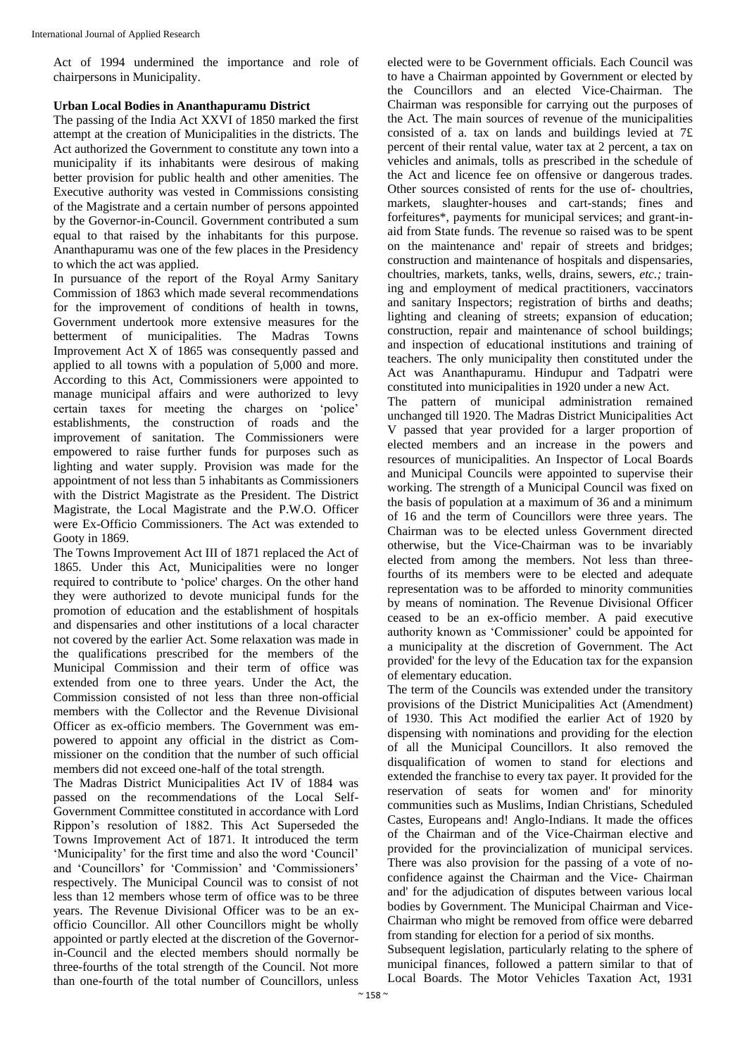Act of 1994 undermined the importance and role of chairpersons in Municipality.

**Urban Local Bodies in Ananthapuramu District**

The passing of the India Act XXVI of 1850 marked the first attempt at the creation of Municipalities in the districts. The Act authorized the Government to constitute any town into a municipality if its inhabitants were desirous of making better provision for public health and other amenities. The Executive authority was vested in Commissions consisting of the Magistrate and a certain number of persons appointed by the Governor-in-Council. Government contributed a sum equal to that raised by the inhabitants for this purpose. Ananthapuramu was one of the few places in the Presidency to which the act was applied.

In pursuance of the report of the Royal Army Sanitary Commission of 1863 which made several recommendations for the improvement of conditions of health in towns, Government undertook more extensive measures for the betterment of municipalities. The Madras Towns Improvement Act X of 1865 was consequently passed and applied to all towns with a population of 5,000 and more. According to this Act, Commissioners were appointed to manage municipal affairs and were authorized to levy certain taxes for meeting the charges on 'police' establishments, the construction of roads and the improvement of sanitation. The Commissioners were empowered to raise further funds for purposes such as lighting and water supply. Provision was made for the appointment of not less than 5 inhabitants as Commissioners with the District Magistrate as the President. The District Magistrate, the Local Magistrate and the P.W.O. Officer were Ex-Officio Commissioners. The Act was extended to Gooty in 1869.

The Towns Improvement Act III of 1871 replaced the Act of 1865. Under this Act, Municipalities were no longer required to contribute to 'police' charges. On the other hand they were authorized to devote municipal funds for the promotion of education and the establishment of hospitals and dispensaries and other institutions of a local character not covered by the earlier Act. Some relaxation was made in the qualifications prescribed for the members of the Municipal Commission and their term of office was extended from one to three years. Under the Act, the Commission consisted of not less than three non-official members with the Collector and the Revenue Divisional Officer as ex-officio members. The Government was empowered to appoint any official in the district as Commissioner on the condition that the number of such official members did not exceed one-half of the total strength.

The Madras District Municipalities Act IV of 1884 was passed on the recommendations of the Local Self-Government Committee constituted in accordance with Lord Rippon's resolution of 1882. This Act Superseded the Towns Improvement Act of 1871. It introduced the term 'Municipality' for the first time and also the word 'Council' and 'Councillors' for 'Commission' and 'Commissioners' respectively. The Municipal Council was to consist of not less than 12 members whose term of office was to be three years. The Revenue Divisional Officer was to be an ex-officio Councillor. All other Councillors might be wholly appointed or partly elected at the discretion of the Governor-in-Council and the elected members should normally be three-fourths of the total strength of the Council. Not more than one-fourth of the total number of Councillors, unless elected were to be Government officials. Each Council was to have a Chairman appointed by Government or elected by the Councillors and an elected Vice-Chairman. The Chairman was responsible for carrying out the purposes of the Act. The main sources of revenue of the municipalities consisted of a. tax on lands and buildings levied at 7£ percent of their rental value, water tax at 2 percent, a tax on vehicles and animals, tolls as prescribed in the schedule of the Act and licence fee on offensive or dangerous trades. Other sources consisted of rents for the use of- choultries, markets, slaughter-houses and cart-stands; fines and forfeitures*, payments for municipal services; and grant-in-aid from State funds. The revenue so raised was to be spent on the maintenance and' repair of streets and bridges; construction and maintenance of hospitals and dispensaries, choultries, markets, tanks, wells, drains, sewers, *etc.;* training and employment of medical practitioners, vaccinators and sanitary Inspectors; registration of births and deaths; lighting and cleaning of streets; expansion of education; construction, repair and maintenance of school buildings; and inspection of educational institutions and training of teachers. The only municipality then constituted under the Act was Ananthapuramu. Hindupur and Tadpatri were constituted into municipalities in 1920 under a new Act.

The pattern of municipal administration remained unchanged till 1920. The Madras District Municipalities Act V passed that year provided for a larger proportion of elected members and an increase in the powers and resources of municipalities. An Inspector of Local Boards and Municipal Councils were appointed to supervise their working. The strength of a Municipal Council was fixed on the basis of population at a maximum of 36 and a minimum of 16 and the term of Councillors were three years. The Chairman was to be elected unless Government directed otherwise, but the Vice-Chairman was to be invariably elected from among the members. Not less than three-fourths of its members were to be elected and adequate representation was to be afforded to minority communities by means of nomination. The Revenue Divisional Officer ceased to be an ex-officio member. A paid executive authority known as 'Commissioner' could be appointed for a municipality at the discretion of Government. The Act provided' for the levy of the Education tax for the expansion of elementary education.

The term of the Councils was extended under the transitory provisions of the District Municipalities Act (Amendment) of 1930. This Act modified the earlier Act of 1920 by dispensing with nominations and providing for the election of all the Municipal Councillors. It also removed the disqualification of women to stand for elections and extended the franchise to every tax payer. It provided for the reservation of seats for women and' for minority communities such as Muslims, Indian Christians, Scheduled Castes, Europeans and! Anglo-Indians. It made the offices of the Chairman and of the Vice-Chairman elective and provided for the provincialization of municipal services. There was also provision for the passing of a vote of no-confidence against the Chairman and the Vice- Chairman and' for the adjudication of disputes between various local bodies by Government. The Municipal Chairman and Vice-Chairman who might be removed from office were debarred from standing for election for a period of six months.

Subsequent legislation, particularly relating to the sphere of municipal finances, followed a pattern similar to that of Local Boards. The Motor Vehicles Taxation Act, 1931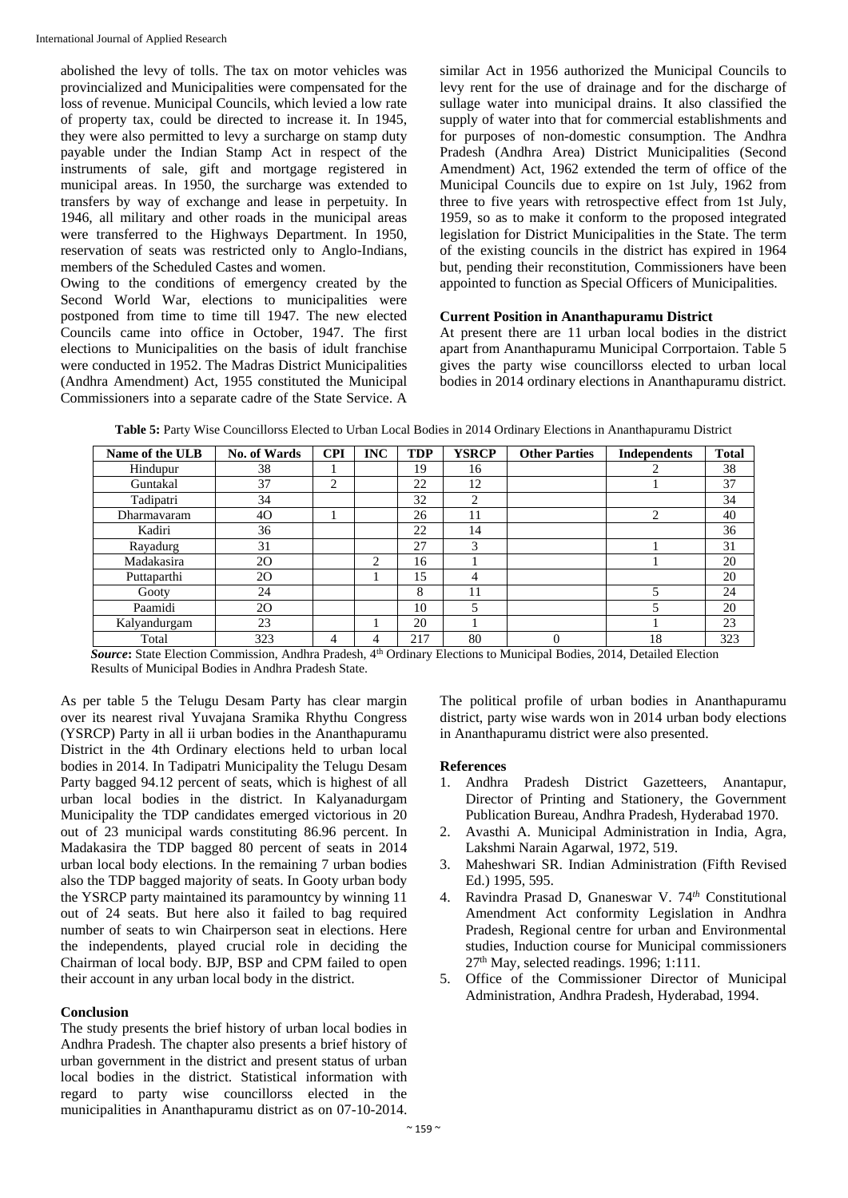abolished the levy of tolls. The tax on motor vehicles was provincialized and Municipalities were compensated for the loss of revenue. Municipal Councils, which levied a low rate of property tax, could be directed to increase it. In 1945, they were also permitted to levy a surcharge on stamp duty payable under the Indian Stamp Act in respect of the instruments of sale, gift and mortgage registered in municipal areas. In 1950, the surcharge was extended to transfers by way of exchange and lease in perpetuity. In 1946, all military and other roads in the municipal areas were transferred to the Highways Department. In 1950, reservation of seats was restricted only to Anglo-Indians, members of the Scheduled Castes and women.

Owing to the conditions of emergency created by the Second World War, elections to municipalities were postponed from time to time till 1947. The new elected Councils came into office in October, 1947. The first elections to Municipalities on the basis of idult franchise were conducted in 1952. The Madras District Municipalities (Andhra Amendment) Act, 1955 constituted the Municipal Commissioners into a separate cadre of the State Service. A similar Act in 1956 authorized the Municipal Councils to levy rent for the use of drainage and for the discharge of sullage water into municipal drains. It also classified the supply of water into that for commercial establishments and for purposes of non-domestic consumption. The Andhra Pradesh (Andhra Area) District Municipalities (Second Amendment) Act, 1962 extended the term of office of the Municipal Councils due to expire on 1st July, 1962 from three to five years with retrospective effect from 1st July, 1959, so as to make it conform to the proposed integrated legislation for District Municipalities in the State. The term of the existing councils in the district has expired in 1964 but, pending their reconstitution, Commissioners have been appointed to function as Special Officers of Municipalities.

**Current Position in Ananthapuramu District**

At present there are 11 urban local bodies in the district apart from Ananthapuramu Municipal Corrportaion. Table 5 gives the party wise councillorss elected to urban local bodies in 2014 ordinary elections in Ananthapuramu district.

**Table 5:** Party Wise Councillorss Elected to Urban Local Bodies in 2014 Ordinary Elections in Ananthapuramu District

| Name of the ULB | No. of Wards | CPI | INC | TDP | YSRCP | Other Parties | Independents | Total |
|---|---|---|---|---|---|---|---|---|
| Hindupur | 38 | 1 | | 19 | 16 | | 2 | 38 |
| Guntakal | 37 | 2 | | 22 | 12 | | 1 | 37 |
| Tadipatri | 34 | | | 32 | 2 | | | 34 |
| Dharmavaram | 4O | 1 | | 26 | 11 | | 2 | 40 |
| Kadiri | 36 | | | 22 | 14 | | | 36 |
| Rayadurg | 31 | | | 27 | 3 | | 1 | 31 |
| Madakasira | 2O | | 2 | 16 | 1 | | 1 | 20 |
| Puttaparthi | 2O | | 1 | 15 | 4 | | | 20 |
| Gooty | 24 | | | 8 | 11 | | 5 | 24 |
| Paamidi | 2O | | | 10 | 5 | | 5 | 20 |
| Kalyandurgam | 23 | | 1 | 20 | 1 | | 1 | 23 |
| Total | 323 | 4 | 4 | 217 | 80 | 0 | 18 | 323 |

***Source*:** State Election Commission, Andhra Pradesh, 4th Ordinary Elections to Municipal Bodies, 2014, Detailed Election Results of Municipal Bodies in Andhra Pradesh State.

As per table 5 the Telugu Desam Party has clear margin over its nearest rival Yuvajana Sramika Rhythu Congress (YSRCP) Party in all ii urban bodies in the Ananthapuramu District in the 4th Ordinary elections held to urban local bodies in 2014. In Tadipatri Municipality the Telugu Desam Party bagged 94.12 percent of seats, which is highest of all urban local bodies in the district. In Kalyanadurgam Municipality the TDP candidates emerged victorious in 20 out of 23 municipal wards constituting 86.96 percent. In Madakasira the TDP bagged 80 percent of seats in 2014 urban local body elections. In the remaining 7 urban bodies also the TDP bagged majority of seats. In Gooty urban body the YSRCP party maintained its paramountcy by winning 11 out of 24 seats. But here also it failed to bag required number of seats to win Chairperson seat in elections. Here the independents, played crucial role in deciding the Chairman of local body. BJP, BSP and CPM failed to open their account in any urban local body in the district.

**Conclusion**

The study presents the brief history of urban local bodies in Andhra Pradesh. The chapter also presents a brief history of urban government in the district and present status of urban local bodies in the district. Statistical information with regard to party wise councillorss elected in the municipalities in Ananthapuramu district as on 07-10-2014. The political profile of urban bodies in Ananthapuramu district, party wise wards won in 2014 urban body elections in Ananthapuramu district were also presented.

**References**

1. Andhra Pradesh District Gazetteers, Anantapur, Director of Printing and Stationery, the Government Publication Bureau, Andhra Pradesh, Hyderabad 1970.
2. Avasthi A. Municipal Administration in India, Agra, Lakshmi Narain Agarwal, 1972, 519.
3. Maheshwari SR. Indian Administration (Fifth Revised Ed.) 1995, 595.
4. Ravindra Prasad D, Gneneswar V. 74*th* Constitutional Amendment Act conformity Legislation in Andhra Pradesh, Regional centre for urban and Environmental studies, Induction course for Municipal commissioners 27th May, selected readings. 1996; 1:111.
5. Office of the Commissioner Director of Municipal Administration, Andhra Pradesh, Hyderabad, 1994.